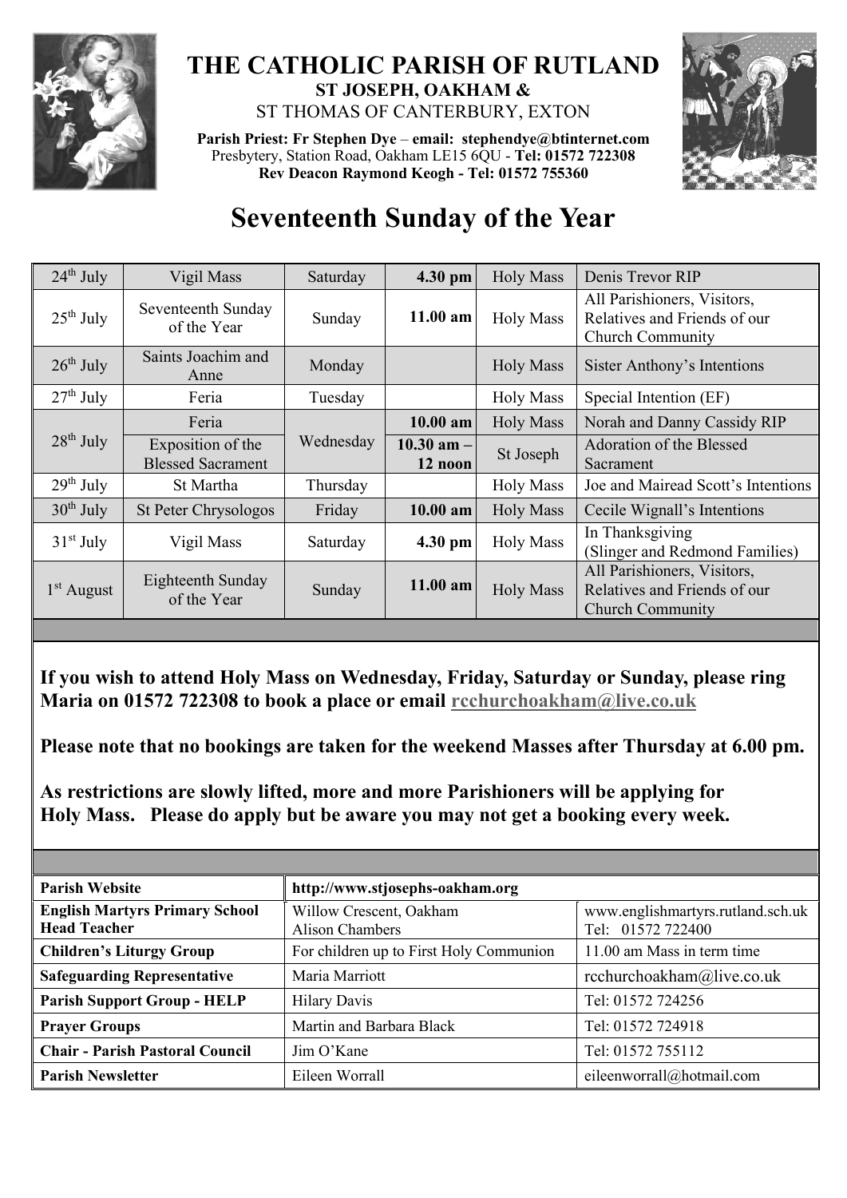# THE CATHOLIC PARISH OF RUTLAND

**ST JOSEPH, OAKHAM &**

ST THOMAS OF CANTERBURY, EXTON

**Parish Priest: Fr Stephen Dye** – **email: stephendye@btinternet.com**
Presbytery, Station Road, Oakham LE15 6QU - **Tel: 01572 722308**
**Rev Deacon Raymond Keogh - Tel: 01572 755360**

# Seventeenth Sunday of the Year

| | | | | | |
|---|---|---|---|---|---|
| 24th July | Vigil Mass | Saturday | **4.30 pm** | Holy Mass | Denis Trevor RIP |
| 25th July | Seventeenth Sunday of the Year | Sunday | **11.00 am** | Holy Mass | All Parishioners, Visitors, Relatives and Friends of our Church Community |
| 26th July | Saints Joachim and Anne | Monday | | Holy Mass | Sister Anthony's Intentions |
| 27th July | Feria | Tuesday | | Holy Mass | Special Intention (EF) |
| 28th July | Feria | Wednesday | **10.00 am** | Holy Mass | Norah and Danny Cassidy RIP |
| | Exposition of the Blessed Sacrament | | **10.30 am – 12 noon** | St Joseph | Adoration of the Blessed Sacrament |
| 29th July | St Martha | Thursday | | Holy Mass | Joe and Mairead Scott's Intentions |
| 30th July | St Peter Chrysologos | Friday | **10.00 am** | Holy Mass | Cecile Wignall's Intentions |
| 31st July | Vigil Mass | Saturday | **4.30 pm** | Holy Mass | In Thanksgiving (Slinger and Redmond Families) |
| 1st August | Eighteenth Sunday of the Year | Sunday | **11.00 am** | Holy Mass | All Parishioners, Visitors, Relatives and Friends of our Church Community |

**If you wish to attend Holy Mass on Wednesday, Friday, Saturday or Sunday, please ring Maria on 01572 722308 to book a place or email rcchurchoakham@live.co.uk**

**Please note that no bookings are taken for the weekend Masses after Thursday at 6.00 pm.**

**As restrictions are slowly lifted, more and more Parishioners will be applying for Holy Mass. Please do apply but be aware you may not get a booking every week.**

| | | |
|---|---|---|
| **Parish Website** | **http://www.stjosephs-oakham.org** | |
| **English Martyrs Primary School Head Teacher** | Willow Crescent, Oakham Alison Chambers | www.englishmartyrs.rutland.sch.uk Tel: 01572 722400 |
| **Children's Liturgy Group** | For children up to First Holy Communion | 11.00 am Mass in term time |
| **Safeguarding Representative** | Maria Marriott | rcchurchoakham@live.co.uk |
| **Parish Support Group - HELP** | Hilary Davis | Tel: 01572 724256 |
| **Prayer Groups** | Martin and Barbara Black | Tel: 01572 724918 |
| **Chair - Parish Pastoral Council** | Jim O'Kane | Tel: 01572 755112 |
| **Parish Newsletter** | Eileen Worrall | eileenworrall@hotmail.com |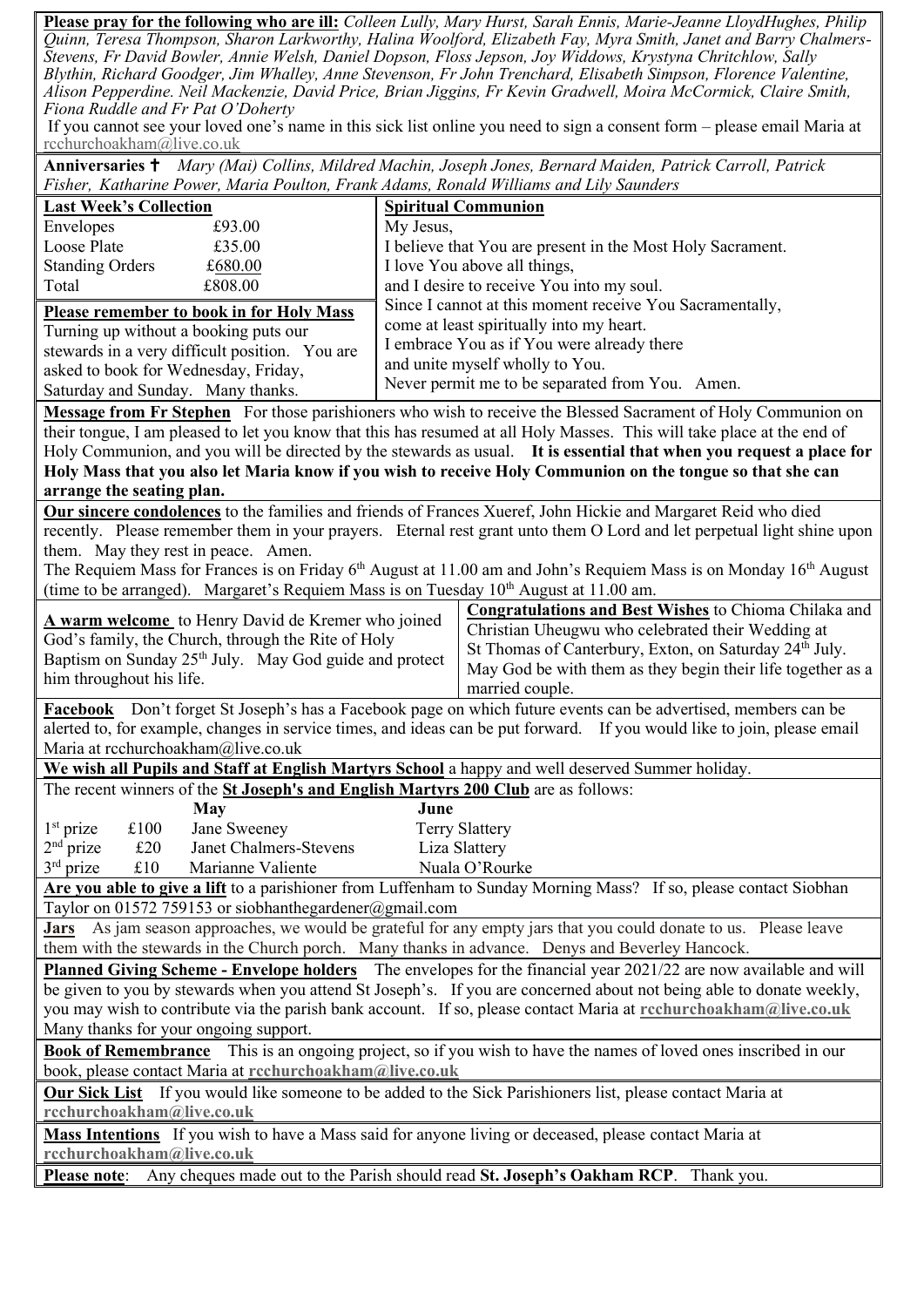**Please pray for the following who are ill:** *Colleen Lully, Mary Hurst, Sarah Ennis, Marie-Jeanne LloydHughes, Philip Quinn, Teresa Thompson, Sharon Larkworthy, Halina Woolford, Elizabeth Fay, Myra Smith, Janet and Barry Chalmers-Stevens, Fr David Bowler, Annie Welsh, Daniel Dopson, Floss Jepson, Joy Widdows, Krystyna Chritchlow, Sally Blythin, Richard Goodger, Jim Whalley, Anne Stevenson, Fr John Trenchard, Elisabeth Simpson, Florence Valentine, Alison Pepperdine. Neil Mackenzie, David Price, Brian Jiggins, Fr Kevin Gradwell, Moira McCormick, Claire Smith, Fiona Ruddle and Fr Pat O'Doherty*

If you cannot see your loved one's name in this sick list online you need to sign a consent form – please email Maria at rcchurchoakham@live.co.uk

**Anniversaries ✝** *Mary (Mai) Collins, Mildred Machin, Joseph Jones, Bernard Maiden, Patrick Carroll, Patrick Fisher, Katharine Power, Maria Poulton, Frank Adams, Ronald Williams and Lily Saunders*

**Last Week's Collection**

| | |
|---|---|
| Envelopes | £93.00 |
| Loose Plate | £35.00 |
| Standing Orders | £680.00 |
| Total | £808.00 |

**Please remember to book in for Holy Mass**
Turning up without a booking puts our stewards in a very difficult position. You are asked to book for Wednesday, Friday, Saturday and Sunday. Many thanks.

**Spiritual Communion**
My Jesus,
I believe that You are present in the Most Holy Sacrament.
I love You above all things,
and I desire to receive You into my soul.
Since I cannot at this moment receive You Sacramentally,
come at least spiritually into my heart.
I embrace You as if You were already there
and unite myself wholly to You.
Never permit me to be separated from You. Amen.

**Message from Fr Stephen** For those parishioners who wish to receive the Blessed Sacrament of Holy Communion on their tongue, I am pleased to let you know that this has resumed at all Holy Masses. This will take place at the end of Holy Communion, and you will be directed by the stewards as usual. **It is essential that when you request a place for Holy Mass that you also let Maria know if you wish to receive Holy Communion on the tongue so that she can arrange the seating plan.**

**Our sincere condolences** to the families and friends of Frances Xueref, John Hickie and Margaret Reid who died recently. Please remember them in your prayers. Eternal rest grant unto them O Lord and let perpetual light shine upon them. May they rest in peace. Amen.
The Requiem Mass for Frances is on Friday 6th August at 11.00 am and John's Requiem Mass is on Monday 16th August (time to be arranged). Margaret's Requiem Mass is on Tuesday 10th August at 11.00 am.

**A warm welcome** to Henry David de Kremer who joined God's family, the Church, through the Rite of Holy Baptism on Sunday 25th July. May God guide and protect him throughout his life.

**Congratulations and Best Wishes** to Chioma Chilaka and Christian Uheugwu who celebrated their Wedding at St Thomas of Canterbury, Exton, on Saturday 24th July. May God be with them as they begin their life together as a married couple.

**Facebook** Don't forget St Joseph's has a Facebook page on which future events can be advertised, members can be alerted to, for example, changes in service times, and ideas can be put forward. If you would like to join, please email Maria at rcchurchoakham@live.co.uk

**We wish all Pupils and Staff at English Martyrs School** a happy and well deserved Summer holiday.

The recent winners of the **St Joseph's and English Martyrs 200 Club** are as follows:

| | | May | June |
|---|---|---|---|
| 1st prize | £100 | Jane Sweeney | Terry Slattery |
| 2nd prize | £20 | Janet Chalmers-Stevens | Liza Slattery |
| 3rd prize | £10 | Marianne Valiente | Nuala O'Rourke |

**Are you able to give a lift** to a parishioner from Luffenham to Sunday Morning Mass? If so, please contact Siobhan Taylor on 01572 759153 or siobhanthegardener@gmail.com

**Jars** As jam season approaches, we would be grateful for any empty jars that you could donate to us. Please leave them with the stewards in the Church porch. Many thanks in advance. Denys and Beverley Hancock.

**Planned Giving Scheme - Envelope holders** The envelopes for the financial year 2021/22 are now available and will be given to you by stewards when you attend St Joseph's. If you are concerned about not being able to donate weekly, you may wish to contribute via the parish bank account. If so, please contact Maria at **rcchurchoakham@live.co.uk** Many thanks for your ongoing support.

**Book of Remembrance** This is an ongoing project, so if you wish to have the names of loved ones inscribed in our book, please contact Maria at **rcchurchoakham@live.co.uk**

**Our Sick List** If you would like someone to be added to the Sick Parishioners list, please contact Maria at **rcchurchoakham@live.co.uk**

**Mass Intentions** If you wish to have a Mass said for anyone living or deceased, please contact Maria at **rcchurchoakham@live.co.uk**

**Please note**: Any cheques made out to the Parish should read **St. Joseph's Oakham RCP**. Thank you.